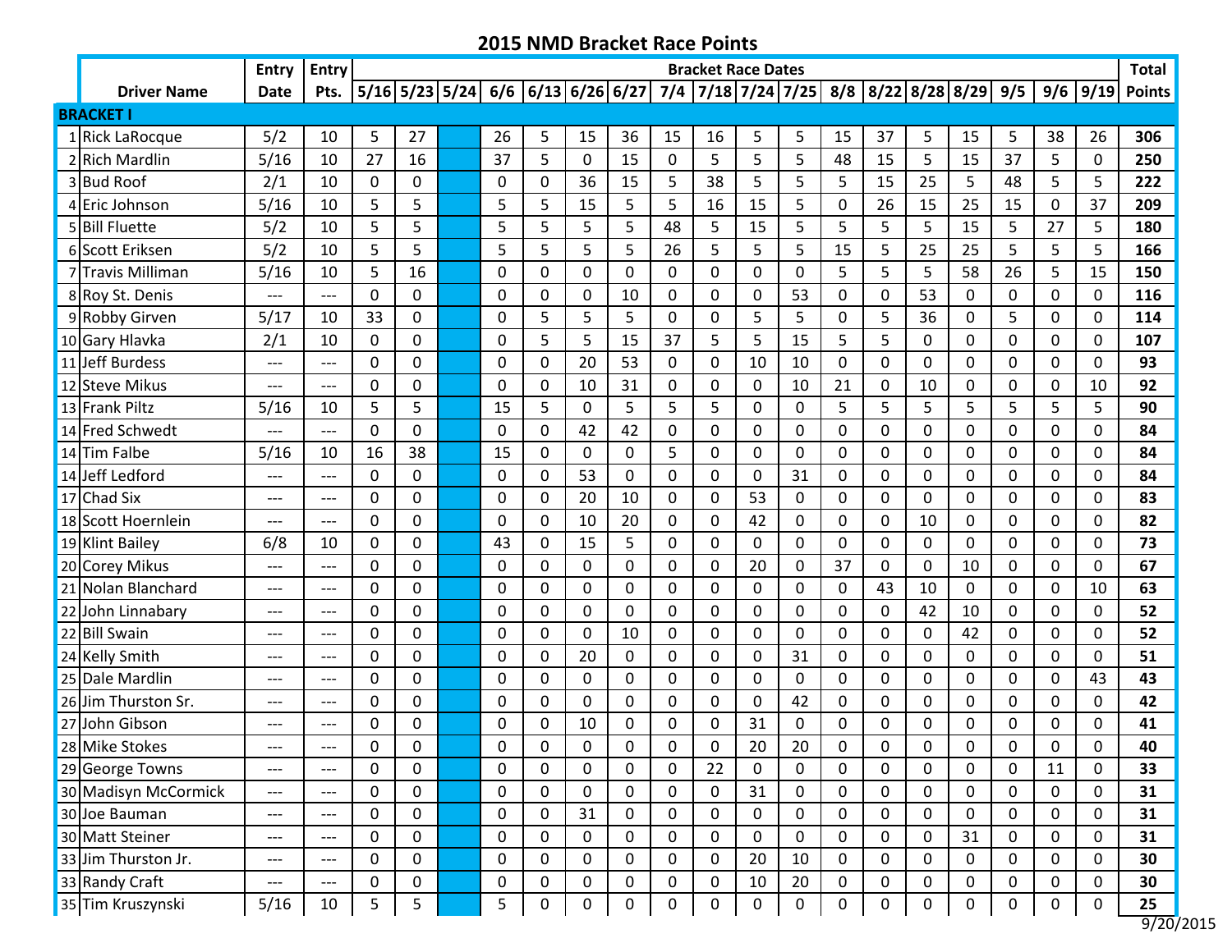# 2015 NMD Bracket Race Points

| | Driver Name | Entry Date | Entry Pts. | 5/16 | 5/23 | 5/24 | 6/6 | 6/13 | 6/26 | 6/27 | 7/4 | 7/18 | 7/24 | 7/25 | 8/8 | 8/22 | 8/28 | 8/29 | 9/5 | 9/6 | 9/19 | Total Points |
|---|---|---|---|---|---|---|---|---|---|---|---|---|---|---|---|---|---|---|---|---|---|---|
| **BRACKET I** | | | | | | | | | | | | | | | | | | | | | | |
| 1 | Rick LaRocque | 5/2 | 10 | 5 | 27 | | 26 | 5 | 15 | 36 | 15 | 16 | 5 | 5 | 15 | 37 | 5 | 15 | 5 | 38 | 26 | **306** |
| 2 | Rich Mardlin | 5/16 | 10 | 27 | 16 | | 37 | 5 | 0 | 15 | 0 | 5 | 5 | 5 | 48 | 15 | 5 | 15 | 37 | 5 | 0 | **250** |
| 3 | Bud Roof | 2/1 | 10 | 0 | 0 | | 0 | 0 | 36 | 15 | 5 | 38 | 5 | 5 | 5 | 15 | 25 | 5 | 48 | 5 | 5 | **222** |
| 4 | Eric Johnson | 5/16 | 10 | 5 | 5 | | 5 | 5 | 15 | 5 | 5 | 16 | 15 | 5 | 0 | 26 | 15 | 25 | 15 | 0 | 37 | **209** |
| 5 | Bill Fluette | 5/2 | 10 | 5 | 5 | | 5 | 5 | 5 | 5 | 48 | 5 | 15 | 5 | 5 | 5 | 5 | 15 | 5 | 27 | 5 | **180** |
| 6 | Scott Eriksen | 5/2 | 10 | 5 | 5 | | 5 | 5 | 5 | 5 | 26 | 5 | 5 | 5 | 15 | 5 | 25 | 25 | 5 | 5 | 5 | **166** |
| 7 | Travis Milliman | 5/16 | 10 | 5 | 16 | | 0 | 0 | 0 | 0 | 0 | 0 | 0 | 0 | 5 | 5 | 5 | 58 | 26 | 5 | 15 | **150** |
| 8 | Roy St. Denis | --- | --- | 0 | 0 | | 0 | 0 | 0 | 10 | 0 | 0 | 0 | 53 | 0 | 0 | 53 | 0 | 0 | 0 | 0 | **116** |
| 9 | Robby Girven | 5/17 | 10 | 33 | 0 | | 0 | 5 | 5 | 5 | 0 | 0 | 5 | 5 | 0 | 5 | 36 | 0 | 5 | 0 | 0 | **114** |
| 10 | Gary Hlavka | 2/1 | 10 | 0 | 0 | | 0 | 5 | 5 | 15 | 37 | 5 | 5 | 15 | 5 | 5 | 0 | 0 | 0 | 0 | 0 | **107** |
| 11 | Jeff Burdess | --- | --- | 0 | 0 | | 0 | 0 | 20 | 53 | 0 | 0 | 10 | 10 | 0 | 0 | 0 | 0 | 0 | 0 | 0 | **93** |
| 12 | Steve Mikus | --- | --- | 0 | 0 | | 0 | 0 | 10 | 31 | 0 | 0 | 0 | 10 | 21 | 0 | 10 | 0 | 0 | 0 | 10 | **92** |
| 13 | Frank Piltz | 5/16 | 10 | 5 | 5 | | 15 | 5 | 0 | 5 | 5 | 5 | 0 | 0 | 5 | 5 | 5 | 5 | 5 | 5 | 5 | **90** |
| 14 | Fred Schwedt | --- | --- | 0 | 0 | | 0 | 0 | 42 | 42 | 0 | 0 | 0 | 0 | 0 | 0 | 0 | 0 | 0 | 0 | 0 | **84** |
| 14 | Tim Falbe | 5/16 | 10 | 16 | 38 | | 15 | 0 | 0 | 0 | 5 | 0 | 0 | 0 | 0 | 0 | 0 | 0 | 0 | 0 | 0 | **84** |
| 14 | Jeff Ledford | --- | --- | 0 | 0 | | 0 | 0 | 53 | 0 | 0 | 0 | 0 | 31 | 0 | 0 | 0 | 0 | 0 | 0 | 0 | **84** |
| 17 | Chad Six | --- | --- | 0 | 0 | | 0 | 0 | 20 | 10 | 0 | 0 | 53 | 0 | 0 | 0 | 0 | 0 | 0 | 0 | 0 | **83** |
| 18 | Scott Hoernlein | --- | --- | 0 | 0 | | 0 | 0 | 10 | 20 | 0 | 0 | 42 | 0 | 0 | 0 | 10 | 0 | 0 | 0 | 0 | **82** |
| 19 | Klint Bailey | 6/8 | 10 | 0 | 0 | | 43 | 0 | 15 | 5 | 0 | 0 | 0 | 0 | 0 | 0 | 0 | 0 | 0 | 0 | 0 | **73** |
| 20 | Corey Mikus | --- | --- | 0 | 0 | | 0 | 0 | 0 | 0 | 0 | 0 | 20 | 0 | 37 | 0 | 0 | 10 | 0 | 0 | 0 | **67** |
| 21 | Nolan Blanchard | --- | --- | 0 | 0 | | 0 | 0 | 0 | 0 | 0 | 0 | 0 | 0 | 0 | 43 | 10 | 0 | 0 | 0 | 10 | **63** |
| 22 | John Linnabary | --- | --- | 0 | 0 | | 0 | 0 | 0 | 0 | 0 | 0 | 0 | 0 | 0 | 0 | 42 | 10 | 0 | 0 | 0 | **52** |
| 22 | Bill Swain | --- | --- | 0 | 0 | | 0 | 0 | 0 | 10 | 0 | 0 | 0 | 0 | 0 | 0 | 0 | 42 | 0 | 0 | 0 | **52** |
| 24 | Kelly Smith | --- | --- | 0 | 0 | | 0 | 0 | 20 | 0 | 0 | 0 | 0 | 31 | 0 | 0 | 0 | 0 | 0 | 0 | 0 | **51** |
| 25 | Dale Mardlin | --- | --- | 0 | 0 | | 0 | 0 | 0 | 0 | 0 | 0 | 0 | 0 | 0 | 0 | 0 | 0 | 0 | 0 | 43 | **43** |
| 26 | Jim Thurston Sr. | --- | --- | 0 | 0 | | 0 | 0 | 0 | 0 | 0 | 0 | 0 | 42 | 0 | 0 | 0 | 0 | 0 | 0 | 0 | **42** |
| 27 | John Gibson | --- | --- | 0 | 0 | | 0 | 0 | 10 | 0 | 0 | 0 | 31 | 0 | 0 | 0 | 0 | 0 | 0 | 0 | 0 | **41** |
| 28 | Mike Stokes | --- | --- | 0 | 0 | | 0 | 0 | 0 | 0 | 0 | 0 | 20 | 20 | 0 | 0 | 0 | 0 | 0 | 0 | 0 | **40** |
| 29 | George Towns | --- | --- | 0 | 0 | | 0 | 0 | 0 | 0 | 0 | 22 | 0 | 0 | 0 | 0 | 0 | 0 | 0 | 11 | 0 | **33** |
| 30 | Madisyn McCormick | --- | --- | 0 | 0 | | 0 | 0 | 0 | 0 | 0 | 0 | 31 | 0 | 0 | 0 | 0 | 0 | 0 | 0 | 0 | **31** |
| 30 | Joe Bauman | --- | --- | 0 | 0 | | 0 | 0 | 31 | 0 | 0 | 0 | 0 | 0 | 0 | 0 | 0 | 0 | 0 | 0 | 0 | **31** |
| 30 | Matt Steiner | --- | --- | 0 | 0 | | 0 | 0 | 0 | 0 | 0 | 0 | 0 | 0 | 0 | 0 | 0 | 31 | 0 | 0 | 0 | **31** |
| 33 | Jim Thurston Jr. | --- | --- | 0 | 0 | | 0 | 0 | 0 | 0 | 0 | 0 | 20 | 10 | 0 | 0 | 0 | 0 | 0 | 0 | 0 | **30** |
| 33 | Randy Craft | --- | --- | 0 | 0 | | 0 | 0 | 0 | 0 | 0 | 0 | 10 | 20 | 0 | 0 | 0 | 0 | 0 | 0 | 0 | **30** |
| 35 | Tim Kruszynski | 5/16 | 10 | 5 | 5 | | 5 | 0 | 0 | 0 | 0 | 0 | 0 | 0 | 0 | 0 | 0 | 0 | 0 | 0 | 0 | **25** |

9/20/2015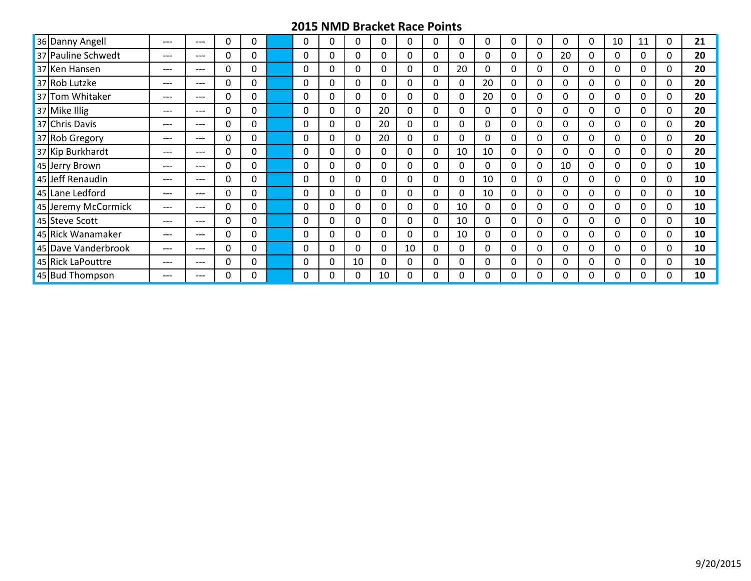# 2015 NMD Bracket Race Points

| | | | | | | | | | | | | | | | | | | | | | | | | |
|---|---|---|---|---|---|---|---|---|---|---|---|---|---|---|---|---|---|---|---|---|---|---|---|---|
| 36 | Danny Angell | --- | --- | 0 | 0 | | 0 | 0 | 0 | 0 | 0 | 0 | 0 | 0 | 0 | 0 | 0 | 0 | 10 | 11 | 0 | **21** |
| 37 | Pauline Schwedt | --- | --- | 0 | 0 | | 0 | 0 | 0 | 0 | 0 | 0 | 0 | 0 | 0 | 0 | 20 | 0 | 0 | 0 | 0 | **20** |
| 37 | Ken Hansen | --- | --- | 0 | 0 | | 0 | 0 | 0 | 0 | 0 | 0 | 20 | 0 | 0 | 0 | 0 | 0 | 0 | 0 | 0 | **20** |
| 37 | Rob Lutzke | --- | --- | 0 | 0 | | 0 | 0 | 0 | 0 | 0 | 0 | 0 | 20 | 0 | 0 | 0 | 0 | 0 | 0 | 0 | **20** |
| 37 | Tom Whitaker | --- | --- | 0 | 0 | | 0 | 0 | 0 | 0 | 0 | 0 | 0 | 20 | 0 | 0 | 0 | 0 | 0 | 0 | 0 | **20** |
| 37 | Mike Illig | --- | --- | 0 | 0 | | 0 | 0 | 0 | 20 | 0 | 0 | 0 | 0 | 0 | 0 | 0 | 0 | 0 | 0 | 0 | **20** |
| 37 | Chris Davis | --- | --- | 0 | 0 | | 0 | 0 | 0 | 20 | 0 | 0 | 0 | 0 | 0 | 0 | 0 | 0 | 0 | 0 | 0 | **20** |
| 37 | Rob Gregory | --- | --- | 0 | 0 | | 0 | 0 | 0 | 20 | 0 | 0 | 0 | 0 | 0 | 0 | 0 | 0 | 0 | 0 | 0 | **20** |
| 37 | Kip Burkhardt | --- | --- | 0 | 0 | | 0 | 0 | 0 | 0 | 0 | 0 | 10 | 10 | 0 | 0 | 0 | 0 | 0 | 0 | 0 | **20** |
| 45 | Jerry Brown | --- | --- | 0 | 0 | | 0 | 0 | 0 | 0 | 0 | 0 | 0 | 0 | 0 | 0 | 10 | 0 | 0 | 0 | 0 | **10** |
| 45 | Jeff Renaudin | --- | --- | 0 | 0 | | 0 | 0 | 0 | 0 | 0 | 0 | 0 | 10 | 0 | 0 | 0 | 0 | 0 | 0 | 0 | **10** |
| 45 | Lane Ledford | --- | --- | 0 | 0 | | 0 | 0 | 0 | 0 | 0 | 0 | 0 | 10 | 0 | 0 | 0 | 0 | 0 | 0 | 0 | **10** |
| 45 | Jeremy McCormick | --- | --- | 0 | 0 | | 0 | 0 | 0 | 0 | 0 | 0 | 10 | 0 | 0 | 0 | 0 | 0 | 0 | 0 | 0 | **10** |
| 45 | Steve Scott | --- | --- | 0 | 0 | | 0 | 0 | 0 | 0 | 0 | 0 | 10 | 0 | 0 | 0 | 0 | 0 | 0 | 0 | 0 | **10** |
| 45 | Rick Wanamaker | --- | --- | 0 | 0 | | 0 | 0 | 0 | 0 | 0 | 0 | 10 | 0 | 0 | 0 | 0 | 0 | 0 | 0 | 0 | **10** |
| 45 | Dave Vanderbrook | --- | --- | 0 | 0 | | 0 | 0 | 0 | 0 | 10 | 0 | 0 | 0 | 0 | 0 | 0 | 0 | 0 | 0 | 0 | **10** |
| 45 | Rick LaPouttre | --- | --- | 0 | 0 | | 0 | 0 | 10 | 0 | 0 | 0 | 0 | 0 | 0 | 0 | 0 | 0 | 0 | 0 | 0 | **10** |
| 45 | Bud Thompson | --- | --- | 0 | 0 | | 0 | 0 | 0 | 10 | 0 | 0 | 0 | 0 | 0 | 0 | 0 | 0 | 0 | 0 | 0 | **10** |

9/20/2015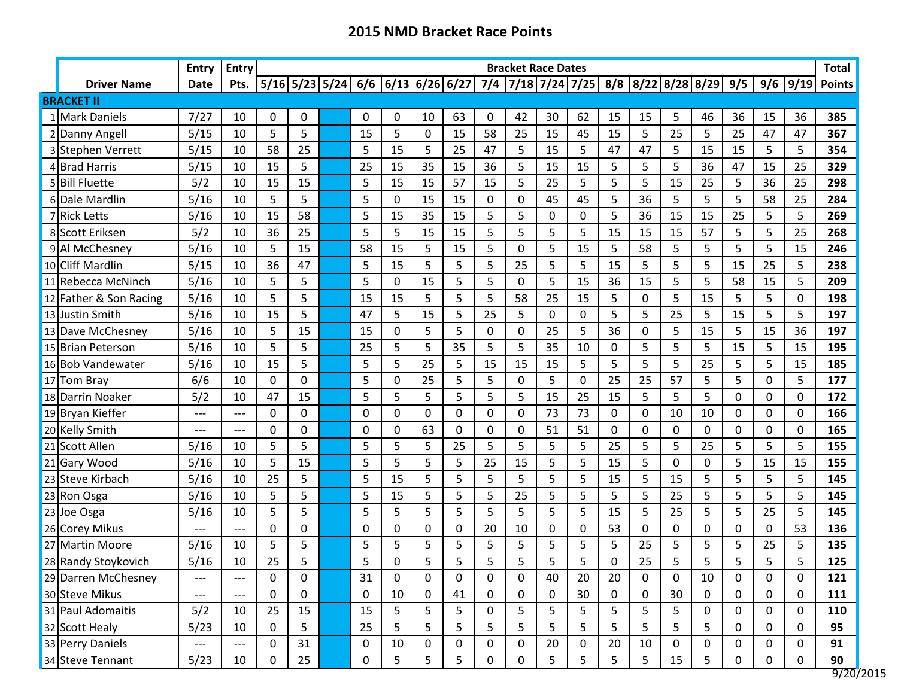# 2015 NMD Bracket Race Points

| | Driver Name | Entry Date | Entry Pts. | 5/16 | 5/23 | 5/24 | 6/6 | 6/13 | 6/26 | 6/27 | 7/4 | 7/18 | 7/24 | 7/25 | 8/8 | 8/22 | 8/28 | 8/29 | 9/5 | 9/6 | 9/19 | Total Points |
|---|---|---|---|---|---|---|---|---|---|---|---|---|---|---|---|---|---|---|---|---|---|---|
| **BRACKET II** | | | | | | | | | | | | | | | | | | | | | | |
| 1 | Mark Daniels | 7/27 | 10 | 0 | 0 | | 0 | 0 | 10 | 63 | 0 | 42 | 30 | 62 | 15 | 15 | 5 | 46 | 36 | 15 | 36 | **385** |
| 2 | Danny Angell | 5/15 | 10 | 5 | 5 | | 15 | 5 | 0 | 15 | 58 | 25 | 15 | 45 | 15 | 5 | 25 | 5 | 25 | 47 | 47 | **367** |
| 3 | Stephen Verrett | 5/15 | 10 | 58 | 25 | | 5 | 15 | 5 | 25 | 47 | 5 | 15 | 5 | 47 | 47 | 5 | 15 | 15 | 5 | 5 | **354** |
| 4 | Brad Harris | 5/15 | 10 | 15 | 5 | | 25 | 15 | 35 | 15 | 36 | 5 | 15 | 15 | 5 | 5 | 5 | 36 | 47 | 15 | 25 | **329** |
| 5 | Bill Fluette | 5/2 | 10 | 15 | 15 | | 5 | 15 | 15 | 57 | 15 | 5 | 25 | 5 | 5 | 5 | 15 | 25 | 5 | 36 | 25 | **298** |
| 6 | Dale Mardlin | 5/16 | 10 | 5 | 5 | | 5 | 0 | 15 | 15 | 0 | 0 | 45 | 45 | 5 | 36 | 5 | 5 | 5 | 58 | 25 | **284** |
| 7 | Rick Letts | 5/16 | 10 | 15 | 58 | | 5 | 15 | 35 | 15 | 5 | 5 | 0 | 0 | 5 | 36 | 15 | 15 | 25 | 5 | 5 | **269** |
| 8 | Scott Eriksen | 5/2 | 10 | 36 | 25 | | 5 | 5 | 15 | 15 | 5 | 5 | 5 | 5 | 15 | 15 | 15 | 57 | 5 | 5 | 25 | **268** |
| 9 | Al McChesney | 5/16 | 10 | 5 | 15 | | 58 | 15 | 5 | 15 | 5 | 0 | 5 | 15 | 5 | 58 | 5 | 5 | 5 | 5 | 15 | **246** |
| 10 | Cliff Mardlin | 5/15 | 10 | 36 | 47 | | 5 | 15 | 5 | 5 | 5 | 25 | 5 | 5 | 15 | 5 | 5 | 5 | 15 | 25 | 5 | **238** |
| 11 | Rebecca McNinch | 5/16 | 10 | 5 | 5 | | 5 | 0 | 15 | 5 | 5 | 0 | 5 | 15 | 36 | 15 | 5 | 5 | 58 | 15 | 5 | **209** |
| 12 | Father & Son Racing | 5/16 | 10 | 5 | 5 | | 15 | 15 | 5 | 5 | 5 | 58 | 25 | 15 | 5 | 0 | 5 | 15 | 5 | 5 | 0 | **198** |
| 13 | Justin Smith | 5/16 | 10 | 15 | 5 | | 47 | 5 | 15 | 5 | 25 | 5 | 0 | 0 | 5 | 5 | 25 | 5 | 15 | 5 | 5 | **197** |
| 13 | Dave McChesney | 5/16 | 10 | 5 | 15 | | 15 | 0 | 5 | 5 | 0 | 0 | 25 | 5 | 36 | 0 | 5 | 15 | 5 | 15 | 36 | **197** |
| 15 | Brian Peterson | 5/16 | 10 | 5 | 5 | | 25 | 5 | 5 | 35 | 5 | 5 | 35 | 10 | 0 | 5 | 5 | 5 | 15 | 5 | 15 | **195** |
| 16 | Bob Vandewater | 5/16 | 10 | 15 | 5 | | 5 | 5 | 25 | 5 | 15 | 15 | 15 | 5 | 5 | 5 | 5 | 25 | 5 | 5 | 15 | **185** |
| 17 | Tom Bray | 6/6 | 10 | 0 | 0 | | 5 | 0 | 25 | 5 | 5 | 0 | 5 | 0 | 25 | 25 | 57 | 5 | 5 | 0 | 5 | **177** |
| 18 | Darrin Noaker | 5/2 | 10 | 47 | 15 | | 5 | 5 | 5 | 5 | 5 | 5 | 15 | 25 | 15 | 5 | 5 | 5 | 0 | 0 | 0 | **172** |
| 19 | Bryan Kieffer | --- | --- | 0 | 0 | | 0 | 0 | 0 | 0 | 0 | 0 | 73 | 73 | 0 | 0 | 10 | 10 | 0 | 0 | 0 | **166** |
| 20 | Kelly Smith | --- | --- | 0 | 0 | | 0 | 0 | 63 | 0 | 0 | 0 | 51 | 51 | 0 | 0 | 0 | 0 | 0 | 0 | 0 | **165** |
| 21 | Scott Allen | 5/16 | 10 | 5 | 5 | | 5 | 5 | 5 | 25 | 5 | 5 | 5 | 5 | 25 | 5 | 5 | 25 | 5 | 5 | 5 | **155** |
| 21 | Gary Wood | 5/16 | 10 | 5 | 15 | | 5 | 5 | 5 | 5 | 25 | 15 | 5 | 5 | 15 | 5 | 0 | 0 | 5 | 15 | 15 | **155** |
| 23 | Steve Kirbach | 5/16 | 10 | 25 | 5 | | 5 | 15 | 5 | 5 | 5 | 5 | 5 | 5 | 15 | 5 | 15 | 5 | 5 | 5 | 5 | **145** |
| 23 | Ron Osga | 5/16 | 10 | 5 | 5 | | 5 | 15 | 5 | 5 | 5 | 25 | 5 | 5 | 5 | 5 | 25 | 5 | 5 | 5 | 5 | **145** |
| 23 | Joe Osga | 5/16 | 10 | 5 | 5 | | 5 | 5 | 5 | 5 | 5 | 5 | 5 | 5 | 15 | 5 | 25 | 5 | 5 | 25 | 5 | **145** |
| 26 | Corey Mikus | --- | --- | 0 | 0 | | 0 | 0 | 0 | 0 | 20 | 10 | 0 | 0 | 53 | 0 | 0 | 0 | 0 | 0 | 53 | **136** |
| 27 | Martin Moore | 5/16 | 10 | 5 | 5 | | 5 | 5 | 5 | 5 | 5 | 5 | 5 | 5 | 5 | 25 | 5 | 5 | 5 | 25 | 5 | **135** |
| 28 | Randy Stoykovich | 5/16 | 10 | 25 | 5 | | 5 | 0 | 5 | 5 | 5 | 5 | 5 | 5 | 0 | 25 | 5 | 5 | 5 | 5 | 5 | **125** |
| 29 | Darren McChesney | --- | --- | 0 | 0 | | 31 | 0 | 0 | 0 | 0 | 0 | 40 | 20 | 20 | 0 | 0 | 10 | 0 | 0 | 0 | **121** |
| 30 | Steve Mikus | --- | --- | 0 | 0 | | 0 | 10 | 0 | 41 | 0 | 0 | 0 | 30 | 0 | 0 | 30 | 0 | 0 | 0 | 0 | **111** |
| 31 | Paul Adomaitis | 5/2 | 10 | 25 | 15 | | 15 | 5 | 5 | 5 | 0 | 5 | 5 | 5 | 5 | 5 | 5 | 0 | 0 | 0 | 0 | **110** |
| 32 | Scott Healy | 5/23 | 10 | 0 | 5 | | 25 | 5 | 5 | 5 | 5 | 5 | 5 | 5 | 5 | 5 | 5 | 5 | 0 | 0 | 0 | **95** |
| 33 | Perry Daniels | --- | --- | 0 | 31 | | 0 | 10 | 0 | 0 | 0 | 0 | 20 | 0 | 20 | 10 | 0 | 0 | 0 | 0 | 0 | **91** |
| 34 | Steve Tennant | 5/23 | 10 | 0 | 25 | | 0 | 5 | 5 | 5 | 0 | 0 | 5 | 5 | 5 | 5 | 15 | 5 | 0 | 0 | 0 | **90** |

9/20/2015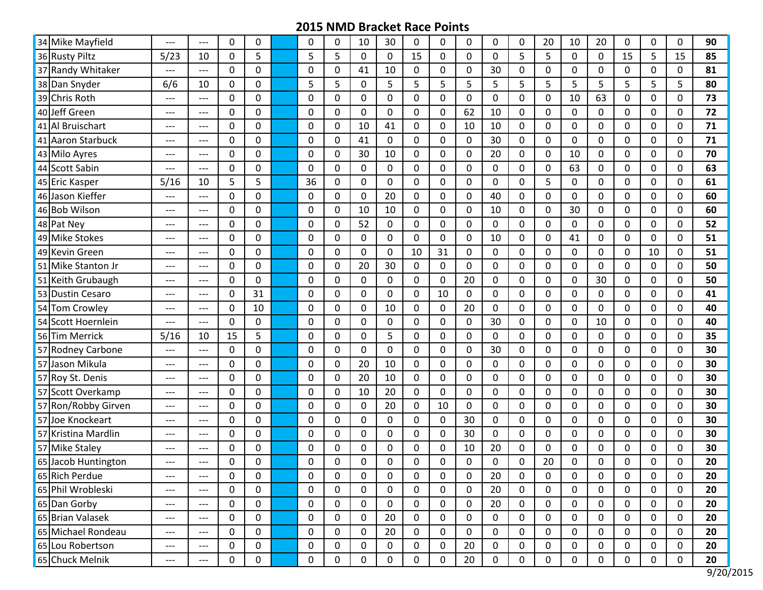# 2015 NMD Bracket Race Points

| | | | | | | | | | | | | | | | | | | | | | | | |
|---|---|---|---|---|---|---|---|---|---|---|---|---|---|---|---|---|---|---|---|---|---|---|---|
| 34 | Mike Mayfield | --- | --- | 0 | 0 | | 0 | 0 | 10 | 30 | 0 | 0 | 0 | 0 | 0 | 20 | 10 | 20 | 0 | 0 | 0 | **90** |
| 36 | Rusty Piltz | 5/23 | 10 | 0 | 5 | | 5 | 5 | 0 | 0 | 15 | 0 | 0 | 0 | 5 | 5 | 0 | 0 | 15 | 5 | 15 | **85** |
| 37 | Randy Whitaker | --- | --- | 0 | 0 | | 0 | 0 | 41 | 10 | 0 | 0 | 0 | 30 | 0 | 0 | 0 | 0 | 0 | 0 | 0 | **81** |
| 38 | Dan Snyder | 6/6 | 10 | 0 | 0 | | 5 | 5 | 0 | 5 | 5 | 5 | 5 | 5 | 5 | 5 | 5 | 5 | 5 | 5 | 5 | **80** |
| 39 | Chris Roth | --- | --- | 0 | 0 | | 0 | 0 | 0 | 0 | 0 | 0 | 0 | 0 | 0 | 0 | 10 | 63 | 0 | 0 | 0 | **73** |
| 40 | Jeff Green | --- | --- | 0 | 0 | | 0 | 0 | 0 | 0 | 0 | 0 | 62 | 10 | 0 | 0 | 0 | 0 | 0 | 0 | 0 | **72** |
| 41 | Al Bruischart | --- | --- | 0 | 0 | | 0 | 0 | 10 | 41 | 0 | 0 | 10 | 10 | 0 | 0 | 0 | 0 | 0 | 0 | 0 | **71** |
| 41 | Aaron Starbuck | --- | --- | 0 | 0 | | 0 | 0 | 41 | 0 | 0 | 0 | 0 | 30 | 0 | 0 | 0 | 0 | 0 | 0 | 0 | **71** |
| 43 | Milo Ayres | --- | --- | 0 | 0 | | 0 | 0 | 30 | 10 | 0 | 0 | 0 | 20 | 0 | 0 | 10 | 0 | 0 | 0 | 0 | **70** |
| 44 | Scott Sabin | --- | --- | 0 | 0 | | 0 | 0 | 0 | 0 | 0 | 0 | 0 | 0 | 0 | 0 | 63 | 0 | 0 | 0 | 0 | **63** |
| 45 | Eric Kasper | 5/16 | 10 | 5 | 5 | | 36 | 0 | 0 | 0 | 0 | 0 | 0 | 0 | 0 | 5 | 0 | 0 | 0 | 0 | 0 | **61** |
| 46 | Jason Kieffer | --- | --- | 0 | 0 | | 0 | 0 | 0 | 20 | 0 | 0 | 0 | 40 | 0 | 0 | 0 | 0 | 0 | 0 | 0 | **60** |
| 46 | Bob Wilson | --- | --- | 0 | 0 | | 0 | 0 | 10 | 10 | 0 | 0 | 0 | 10 | 0 | 0 | 30 | 0 | 0 | 0 | 0 | **60** |
| 48 | Pat Ney | --- | --- | 0 | 0 | | 0 | 0 | 52 | 0 | 0 | 0 | 0 | 0 | 0 | 0 | 0 | 0 | 0 | 0 | 0 | **52** |
| 49 | Mike Stokes | --- | --- | 0 | 0 | | 0 | 0 | 0 | 0 | 0 | 0 | 0 | 10 | 0 | 0 | 41 | 0 | 0 | 0 | 0 | **51** |
| 49 | Kevin Green | --- | --- | 0 | 0 | | 0 | 0 | 0 | 0 | 10 | 31 | 0 | 0 | 0 | 0 | 0 | 0 | 0 | 10 | 0 | **51** |
| 51 | Mike Stanton Jr | --- | --- | 0 | 0 | | 0 | 0 | 20 | 30 | 0 | 0 | 0 | 0 | 0 | 0 | 0 | 0 | 0 | 0 | 0 | **50** |
| 51 | Keith Grubaugh | --- | --- | 0 | 0 | | 0 | 0 | 0 | 0 | 0 | 0 | 20 | 0 | 0 | 0 | 0 | 30 | 0 | 0 | 0 | **50** |
| 53 | Dustin Cesaro | --- | --- | 0 | 31 | | 0 | 0 | 0 | 0 | 0 | 10 | 0 | 0 | 0 | 0 | 0 | 0 | 0 | 0 | 0 | **41** |
| 54 | Tom Crowley | --- | --- | 0 | 10 | | 0 | 0 | 0 | 10 | 0 | 0 | 20 | 0 | 0 | 0 | 0 | 0 | 0 | 0 | 0 | **40** |
| 54 | Scott Hoernlein | --- | --- | 0 | 0 | | 0 | 0 | 0 | 0 | 0 | 0 | 0 | 30 | 0 | 0 | 0 | 10 | 0 | 0 | 0 | **40** |
| 56 | Tim Merrick | 5/16 | 10 | 15 | 5 | | 0 | 0 | 0 | 5 | 0 | 0 | 0 | 0 | 0 | 0 | 0 | 0 | 0 | 0 | 0 | **35** |
| 57 | Rodney Carbone | --- | --- | 0 | 0 | | 0 | 0 | 0 | 0 | 0 | 0 | 0 | 30 | 0 | 0 | 0 | 0 | 0 | 0 | 0 | **30** |
| 57 | Jason Mikula | --- | --- | 0 | 0 | | 0 | 0 | 20 | 10 | 0 | 0 | 0 | 0 | 0 | 0 | 0 | 0 | 0 | 0 | 0 | **30** |
| 57 | Roy St. Denis | --- | --- | 0 | 0 | | 0 | 0 | 20 | 10 | 0 | 0 | 0 | 0 | 0 | 0 | 0 | 0 | 0 | 0 | 0 | **30** |
| 57 | Scott Overkamp | --- | --- | 0 | 0 | | 0 | 0 | 10 | 20 | 0 | 0 | 0 | 0 | 0 | 0 | 0 | 0 | 0 | 0 | 0 | **30** |
| 57 | Ron/Robby Girven | --- | --- | 0 | 0 | | 0 | 0 | 0 | 20 | 0 | 10 | 0 | 0 | 0 | 0 | 0 | 0 | 0 | 0 | 0 | **30** |
| 57 | Joe Knockeart | --- | --- | 0 | 0 | | 0 | 0 | 0 | 0 | 0 | 0 | 30 | 0 | 0 | 0 | 0 | 0 | 0 | 0 | 0 | **30** |
| 57 | Kristina Mardlin | --- | --- | 0 | 0 | | 0 | 0 | 0 | 0 | 0 | 0 | 30 | 0 | 0 | 0 | 0 | 0 | 0 | 0 | 0 | **30** |
| 57 | Mike Staley | --- | --- | 0 | 0 | | 0 | 0 | 0 | 0 | 0 | 0 | 10 | 20 | 0 | 0 | 0 | 0 | 0 | 0 | 0 | **30** |
| 65 | Jacob Huntington | --- | --- | 0 | 0 | | 0 | 0 | 0 | 0 | 0 | 0 | 0 | 0 | 0 | 20 | 0 | 0 | 0 | 0 | 0 | **20** |
| 65 | Rich Perdue | --- | --- | 0 | 0 | | 0 | 0 | 0 | 0 | 0 | 0 | 0 | 20 | 0 | 0 | 0 | 0 | 0 | 0 | 0 | **20** |
| 65 | Phil Wrobleski | --- | --- | 0 | 0 | | 0 | 0 | 0 | 0 | 0 | 0 | 0 | 20 | 0 | 0 | 0 | 0 | 0 | 0 | 0 | **20** |
| 65 | Dan Gorby | --- | --- | 0 | 0 | | 0 | 0 | 0 | 0 | 0 | 0 | 0 | 20 | 0 | 0 | 0 | 0 | 0 | 0 | 0 | **20** |
| 65 | Brian Valasek | --- | --- | 0 | 0 | | 0 | 0 | 0 | 20 | 0 | 0 | 0 | 0 | 0 | 0 | 0 | 0 | 0 | 0 | 0 | **20** |
| 65 | Michael Rondeau | --- | --- | 0 | 0 | | 0 | 0 | 0 | 20 | 0 | 0 | 0 | 0 | 0 | 0 | 0 | 0 | 0 | 0 | 0 | **20** |
| 65 | Lou Robertson | --- | --- | 0 | 0 | | 0 | 0 | 0 | 0 | 0 | 0 | 20 | 0 | 0 | 0 | 0 | 0 | 0 | 0 | 0 | **20** |
| 65 | Chuck Melnik | --- | --- | 0 | 0 | | 0 | 0 | 0 | 0 | 0 | 0 | 20 | 0 | 0 | 0 | 0 | 0 | 0 | 0 | 0 | **20** |

9/20/2015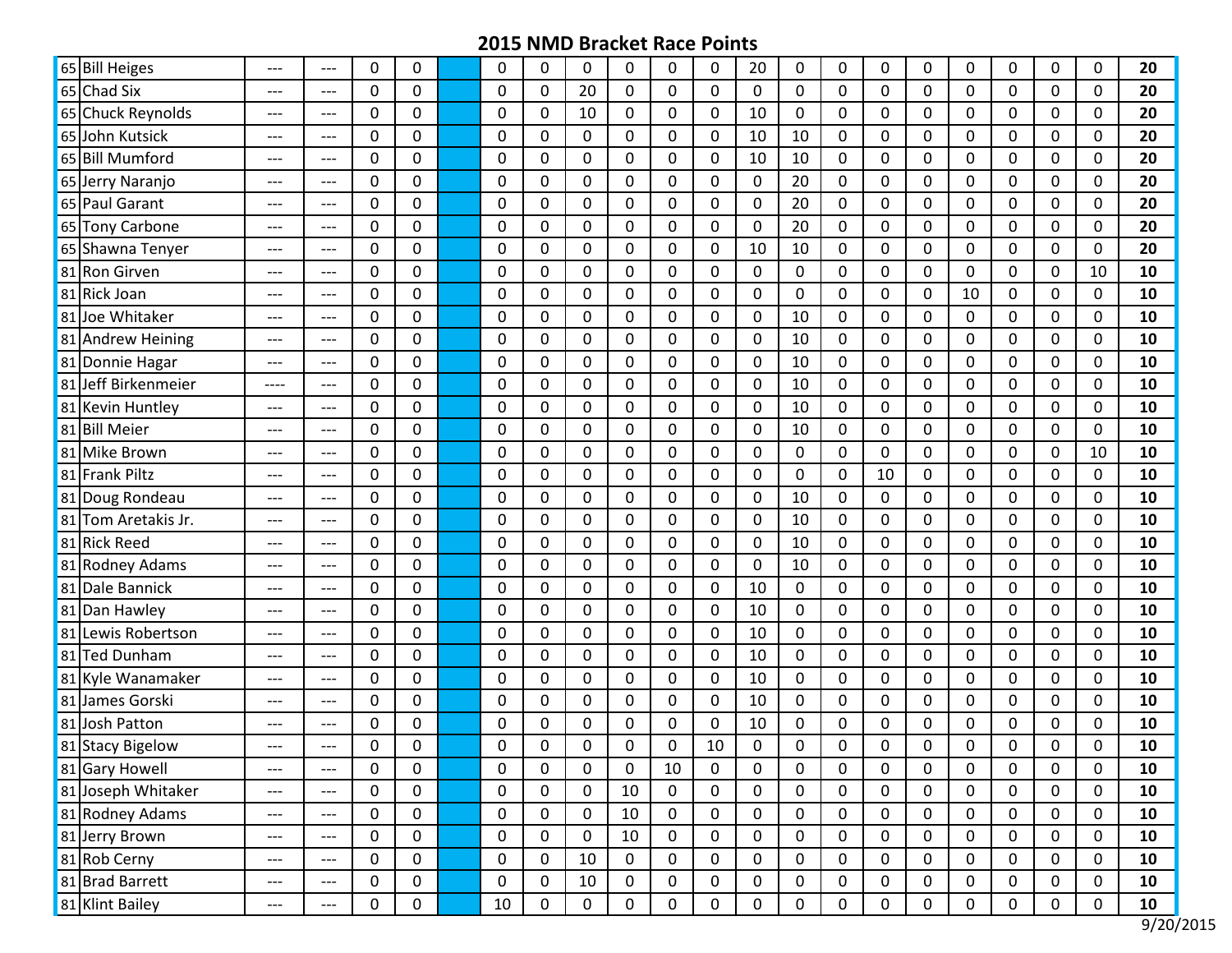# 2015 NMD Bracket Race Points

| | | | | | | | | | | | | | | | | | | | | | | | | |
|---|---|---|---|---|---|---|---|---|---|---|---|---|---|---|---|---|---|---|---|---|---|---|---|---|
| 65 | Bill Heiges | --- | --- | 0 | 0 | | 0 | 0 | 0 | 0 | 0 | 0 | 20 | 0 | 0 | 0 | 0 | 0 | 0 | 0 | 0 | **20** |
| 65 | Chad Six | --- | --- | 0 | 0 | | 0 | 0 | 20 | 0 | 0 | 0 | 0 | 0 | 0 | 0 | 0 | 0 | 0 | 0 | 0 | **20** |
| 65 | Chuck Reynolds | --- | --- | 0 | 0 | | 0 | 0 | 10 | 0 | 0 | 0 | 10 | 0 | 0 | 0 | 0 | 0 | 0 | 0 | 0 | **20** |
| 65 | John Kutsick | --- | --- | 0 | 0 | | 0 | 0 | 0 | 0 | 0 | 0 | 10 | 10 | 0 | 0 | 0 | 0 | 0 | 0 | 0 | **20** |
| 65 | Bill Mumford | --- | --- | 0 | 0 | | 0 | 0 | 0 | 0 | 0 | 0 | 10 | 10 | 0 | 0 | 0 | 0 | 0 | 0 | 0 | **20** |
| 65 | Jerry Naranjo | --- | --- | 0 | 0 | | 0 | 0 | 0 | 0 | 0 | 0 | 0 | 20 | 0 | 0 | 0 | 0 | 0 | 0 | 0 | **20** |
| 65 | Paul Garant | --- | --- | 0 | 0 | | 0 | 0 | 0 | 0 | 0 | 0 | 0 | 20 | 0 | 0 | 0 | 0 | 0 | 0 | 0 | **20** |
| 65 | Tony Carbone | --- | --- | 0 | 0 | | 0 | 0 | 0 | 0 | 0 | 0 | 0 | 20 | 0 | 0 | 0 | 0 | 0 | 0 | 0 | **20** |
| 65 | Shawna Tenyer | --- | --- | 0 | 0 | | 0 | 0 | 0 | 0 | 0 | 0 | 10 | 10 | 0 | 0 | 0 | 0 | 0 | 0 | 0 | **20** |
| 81 | Ron Girven | --- | --- | 0 | 0 | | 0 | 0 | 0 | 0 | 0 | 0 | 0 | 0 | 0 | 0 | 0 | 0 | 0 | 0 | 10 | **10** |
| 81 | Rick Joan | --- | --- | 0 | 0 | | 0 | 0 | 0 | 0 | 0 | 0 | 0 | 0 | 0 | 0 | 0 | 10 | 0 | 0 | 0 | **10** |
| 81 | Joe Whitaker | --- | --- | 0 | 0 | | 0 | 0 | 0 | 0 | 0 | 0 | 0 | 10 | 0 | 0 | 0 | 0 | 0 | 0 | 0 | **10** |
| 81 | Andrew Heining | --- | --- | 0 | 0 | | 0 | 0 | 0 | 0 | 0 | 0 | 0 | 10 | 0 | 0 | 0 | 0 | 0 | 0 | 0 | **10** |
| 81 | Donnie Hagar | --- | --- | 0 | 0 | | 0 | 0 | 0 | 0 | 0 | 0 | 0 | 10 | 0 | 0 | 0 | 0 | 0 | 0 | 0 | **10** |
| 81 | Jeff Birkenmeier | ---- | --- | 0 | 0 | | 0 | 0 | 0 | 0 | 0 | 0 | 0 | 10 | 0 | 0 | 0 | 0 | 0 | 0 | 0 | **10** |
| 81 | Kevin Huntley | --- | --- | 0 | 0 | | 0 | 0 | 0 | 0 | 0 | 0 | 0 | 10 | 0 | 0 | 0 | 0 | 0 | 0 | 0 | **10** |
| 81 | Bill Meier | --- | --- | 0 | 0 | | 0 | 0 | 0 | 0 | 0 | 0 | 0 | 10 | 0 | 0 | 0 | 0 | 0 | 0 | 0 | **10** |
| 81 | Mike Brown | --- | --- | 0 | 0 | | 0 | 0 | 0 | 0 | 0 | 0 | 0 | 0 | 0 | 0 | 0 | 0 | 0 | 0 | 10 | **10** |
| 81 | Frank Piltz | --- | --- | 0 | 0 | | 0 | 0 | 0 | 0 | 0 | 0 | 0 | 0 | 0 | 10 | 0 | 0 | 0 | 0 | 0 | **10** |
| 81 | Doug Rondeau | --- | --- | 0 | 0 | | 0 | 0 | 0 | 0 | 0 | 0 | 0 | 10 | 0 | 0 | 0 | 0 | 0 | 0 | 0 | **10** |
| 81 | Tom Aretakis Jr. | --- | --- | 0 | 0 | | 0 | 0 | 0 | 0 | 0 | 0 | 0 | 10 | 0 | 0 | 0 | 0 | 0 | 0 | 0 | **10** |
| 81 | Rick Reed | --- | --- | 0 | 0 | | 0 | 0 | 0 | 0 | 0 | 0 | 0 | 10 | 0 | 0 | 0 | 0 | 0 | 0 | 0 | **10** |
| 81 | Rodney Adams | --- | --- | 0 | 0 | | 0 | 0 | 0 | 0 | 0 | 0 | 0 | 10 | 0 | 0 | 0 | 0 | 0 | 0 | 0 | **10** |
| 81 | Dale Bannick | --- | --- | 0 | 0 | | 0 | 0 | 0 | 0 | 0 | 0 | 10 | 0 | 0 | 0 | 0 | 0 | 0 | 0 | 0 | **10** |
| 81 | Dan Hawley | --- | --- | 0 | 0 | | 0 | 0 | 0 | 0 | 0 | 0 | 10 | 0 | 0 | 0 | 0 | 0 | 0 | 0 | 0 | **10** |
| 81 | Lewis Robertson | --- | --- | 0 | 0 | | 0 | 0 | 0 | 0 | 0 | 0 | 10 | 0 | 0 | 0 | 0 | 0 | 0 | 0 | 0 | **10** |
| 81 | Ted Dunham | --- | --- | 0 | 0 | | 0 | 0 | 0 | 0 | 0 | 0 | 10 | 0 | 0 | 0 | 0 | 0 | 0 | 0 | 0 | **10** |
| 81 | Kyle Wanamaker | --- | --- | 0 | 0 | | 0 | 0 | 0 | 0 | 0 | 0 | 10 | 0 | 0 | 0 | 0 | 0 | 0 | 0 | 0 | **10** |
| 81 | James Gorski | --- | --- | 0 | 0 | | 0 | 0 | 0 | 0 | 0 | 0 | 10 | 0 | 0 | 0 | 0 | 0 | 0 | 0 | 0 | **10** |
| 81 | Josh Patton | --- | --- | 0 | 0 | | 0 | 0 | 0 | 0 | 0 | 0 | 10 | 0 | 0 | 0 | 0 | 0 | 0 | 0 | 0 | **10** |
| 81 | Stacy Bigelow | --- | --- | 0 | 0 | | 0 | 0 | 0 | 0 | 0 | 10 | 0 | 0 | 0 | 0 | 0 | 0 | 0 | 0 | 0 | **10** |
| 81 | Gary Howell | --- | --- | 0 | 0 | | 0 | 0 | 0 | 0 | 10 | 0 | 0 | 0 | 0 | 0 | 0 | 0 | 0 | 0 | 0 | **10** |
| 81 | Joseph Whitaker | --- | --- | 0 | 0 | | 0 | 0 | 0 | 10 | 0 | 0 | 0 | 0 | 0 | 0 | 0 | 0 | 0 | 0 | 0 | **10** |
| 81 | Rodney Adams | --- | --- | 0 | 0 | | 0 | 0 | 0 | 10 | 0 | 0 | 0 | 0 | 0 | 0 | 0 | 0 | 0 | 0 | 0 | **10** |
| 81 | Jerry Brown | --- | --- | 0 | 0 | | 0 | 0 | 0 | 10 | 0 | 0 | 0 | 0 | 0 | 0 | 0 | 0 | 0 | 0 | 0 | **10** |
| 81 | Rob Cerny | --- | --- | 0 | 0 | | 0 | 0 | 10 | 0 | 0 | 0 | 0 | 0 | 0 | 0 | 0 | 0 | 0 | 0 | 0 | **10** |
| 81 | Brad Barrett | --- | --- | 0 | 0 | | 0 | 0 | 10 | 0 | 0 | 0 | 0 | 0 | 0 | 0 | 0 | 0 | 0 | 0 | 0 | **10** |
| 81 | Klint Bailey | --- | --- | 0 | 0 | | 10 | 0 | 0 | 0 | 0 | 0 | 0 | 0 | 0 | 0 | 0 | 0 | 0 | 0 | 0 | **10** |

9/20/2015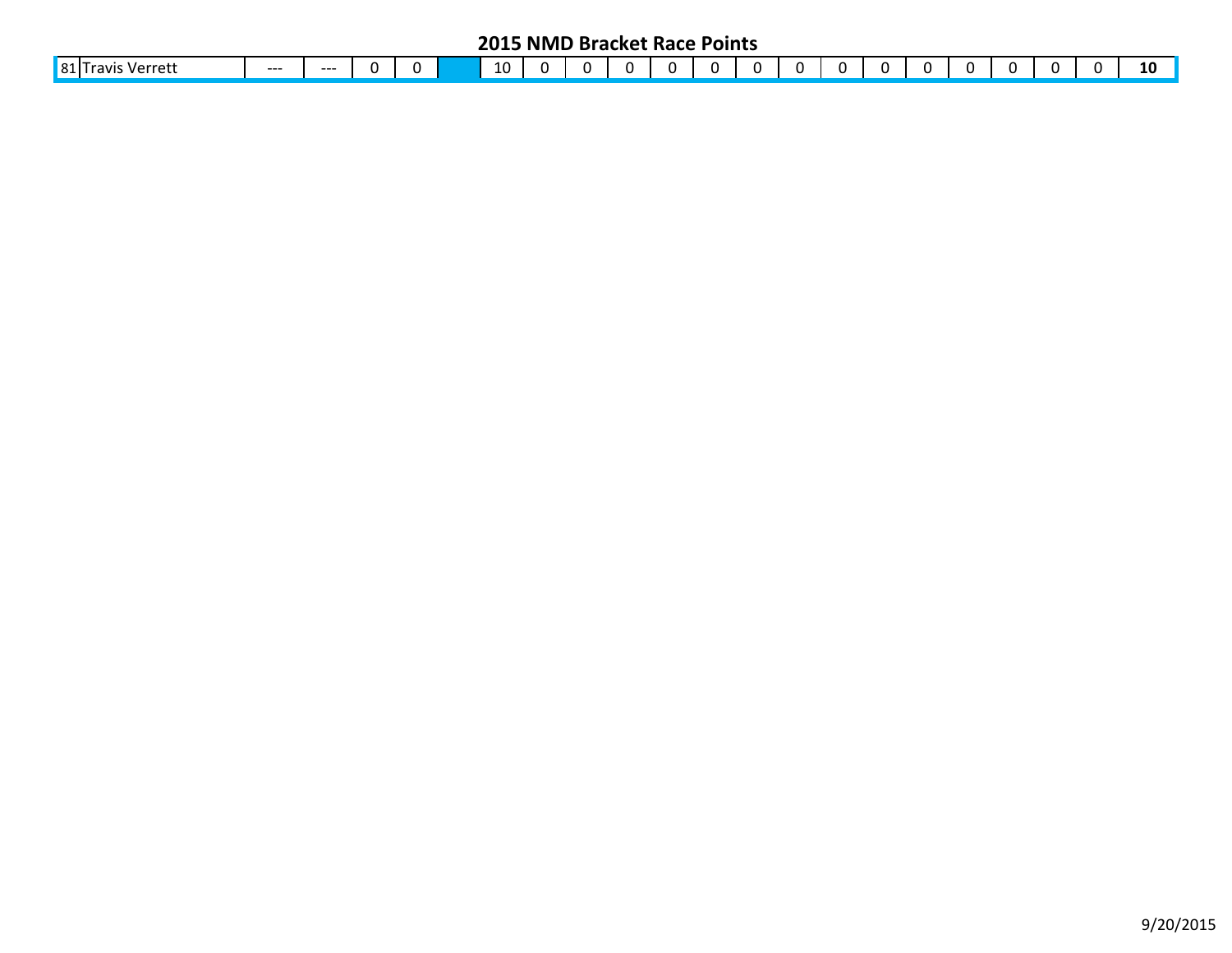## 2015 NMD Bracket Race Points

| | | | | | | | | | | | | | | | | | | | | | | | | |
|---|---|---|---|---|---|---|---|---|---|---|---|---|---|---|---|---|---|---|---|---|---|---|---|---|
| 81 | Travis Verrett | --- | --- | 0 | 0 | | 10 | 0 | 0 | 0 | 0 | 0 | 0 | 0 | 0 | 0 | 0 | 0 | 0 | 0 | 0 | **10** |

9/20/2015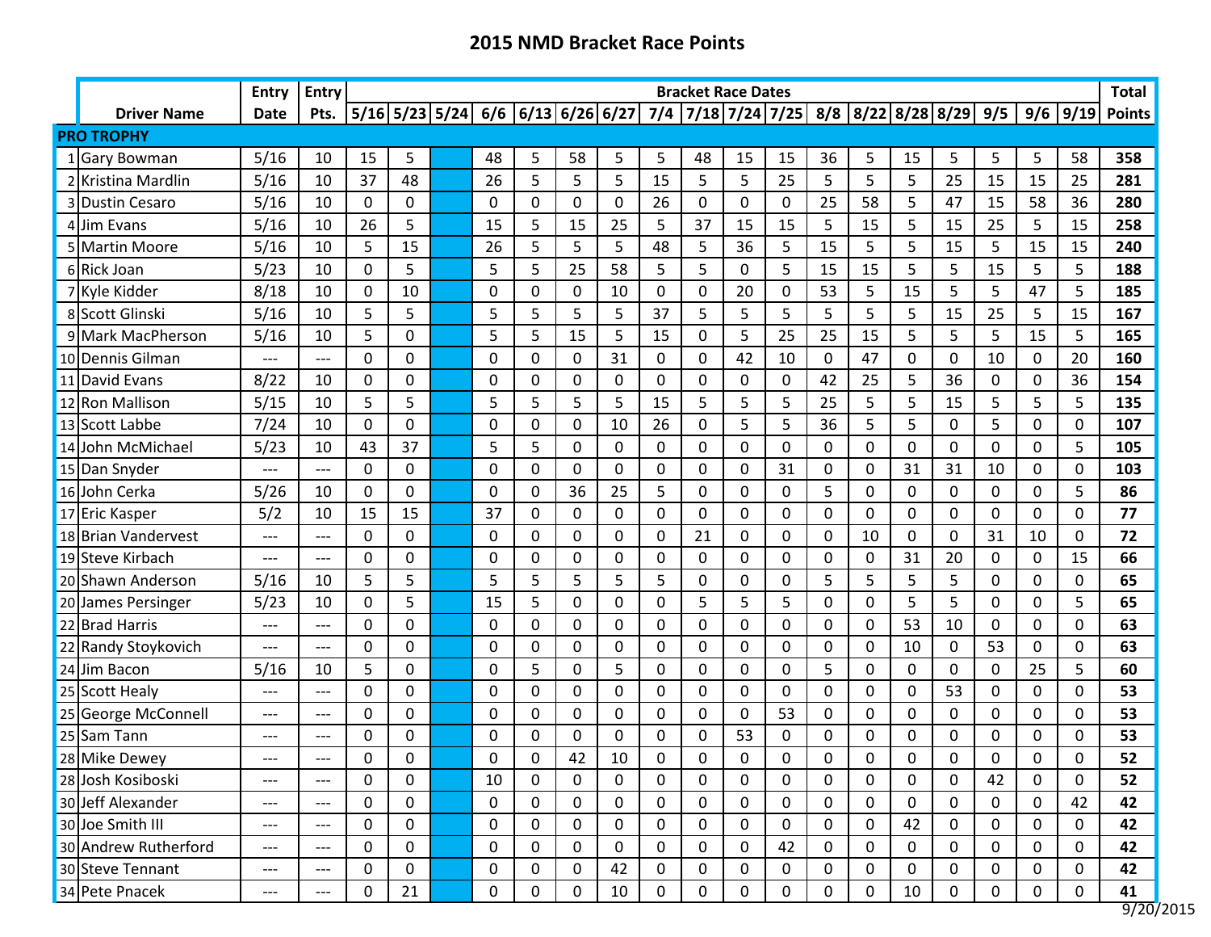# 2015 NMD Bracket Race Points

| | Driver Name | Entry Date | Entry Pts. | 5/16 | 5/23 | 5/24 | 6/6 | 6/13 | 6/26 | 6/27 | 7/4 | 7/18 | 7/24 | 7/25 | 8/8 | 8/22 | 8/28 | 8/29 | 9/5 | 9/6 | 9/19 | Total Points |
|---|---|---|---|---|---|---|---|---|---|---|---|---|---|---|---|---|---|---|---|---|---|---|
| **PRO TROPHY** | | | | | | | | | | | | | | | | | | | | | | |
| 1 | Gary Bowman | 5/16 | 10 | 15 | 5 | | 48 | 5 | 58 | 5 | 5 | 48 | 15 | 15 | 36 | 5 | 15 | 5 | 5 | 5 | 58 | **358** |
| 2 | Kristina Mardlin | 5/16 | 10 | 37 | 48 | | 26 | 5 | 5 | 5 | 15 | 5 | 5 | 25 | 5 | 5 | 5 | 25 | 15 | 15 | 25 | **281** |
| 3 | Dustin Cesaro | 5/16 | 10 | 0 | 0 | | 0 | 0 | 0 | 0 | 26 | 0 | 0 | 0 | 25 | 58 | 5 | 47 | 15 | 58 | 36 | **280** |
| 4 | Jim Evans | 5/16 | 10 | 26 | 5 | | 15 | 5 | 15 | 25 | 5 | 37 | 15 | 15 | 5 | 15 | 5 | 15 | 25 | 5 | 15 | **258** |
| 5 | Martin Moore | 5/16 | 10 | 5 | 15 | | 26 | 5 | 5 | 5 | 48 | 5 | 36 | 5 | 15 | 5 | 5 | 15 | 5 | 15 | 15 | **240** |
| 6 | Rick Joan | 5/23 | 10 | 0 | 5 | | 5 | 5 | 25 | 58 | 5 | 5 | 0 | 5 | 15 | 15 | 5 | 5 | 15 | 5 | 5 | **188** |
| 7 | Kyle Kidder | 8/18 | 10 | 0 | 10 | | 0 | 0 | 0 | 10 | 0 | 0 | 20 | 0 | 53 | 5 | 15 | 5 | 5 | 47 | 5 | **185** |
| 8 | Scott Glinski | 5/16 | 10 | 5 | 5 | | 5 | 5 | 5 | 5 | 37 | 5 | 5 | 5 | 5 | 5 | 5 | 15 | 25 | 5 | 15 | **167** |
| 9 | Mark MacPherson | 5/16 | 10 | 5 | 0 | | 5 | 5 | 15 | 5 | 15 | 0 | 5 | 25 | 25 | 15 | 5 | 5 | 5 | 15 | 5 | **165** |
| 10 | Dennis Gilman | --- | --- | 0 | 0 | | 0 | 0 | 0 | 31 | 0 | 0 | 42 | 10 | 0 | 47 | 0 | 0 | 10 | 0 | 20 | **160** |
| 11 | David Evans | 8/22 | 10 | 0 | 0 | | 0 | 0 | 0 | 0 | 0 | 0 | 0 | 0 | 42 | 25 | 5 | 36 | 0 | 0 | 36 | **154** |
| 12 | Ron Mallison | 5/15 | 10 | 5 | 5 | | 5 | 5 | 5 | 5 | 15 | 5 | 5 | 5 | 25 | 5 | 5 | 15 | 5 | 5 | 5 | **135** |
| 13 | Scott Labbe | 7/24 | 10 | 0 | 0 | | 0 | 0 | 0 | 10 | 26 | 0 | 5 | 5 | 36 | 5 | 5 | 0 | 5 | 0 | 0 | **107** |
| 14 | John McMichael | 5/23 | 10 | 43 | 37 | | 5 | 5 | 0 | 0 | 0 | 0 | 0 | 0 | 0 | 0 | 0 | 0 | 0 | 0 | 5 | **105** |
| 15 | Dan Snyder | --- | --- | 0 | 0 | | 0 | 0 | 0 | 0 | 0 | 0 | 0 | 31 | 0 | 0 | 31 | 31 | 10 | 0 | 0 | **103** |
| 16 | John Cerka | 5/26 | 10 | 0 | 0 | | 0 | 0 | 36 | 25 | 5 | 0 | 0 | 0 | 5 | 0 | 0 | 0 | 0 | 0 | 5 | **86** |
| 17 | Eric Kasper | 5/2 | 10 | 15 | 15 | | 37 | 0 | 0 | 0 | 0 | 0 | 0 | 0 | 0 | 0 | 0 | 0 | 0 | 0 | 0 | **77** |
| 18 | Brian Vandervest | --- | --- | 0 | 0 | | 0 | 0 | 0 | 0 | 0 | 21 | 0 | 0 | 0 | 10 | 0 | 0 | 31 | 10 | 0 | **72** |
| 19 | Steve Kirbach | --- | --- | 0 | 0 | | 0 | 0 | 0 | 0 | 0 | 0 | 0 | 0 | 0 | 0 | 31 | 20 | 0 | 0 | 15 | **66** |
| 20 | Shawn Anderson | 5/16 | 10 | 5 | 5 | | 5 | 5 | 5 | 5 | 5 | 0 | 0 | 0 | 5 | 5 | 5 | 5 | 0 | 0 | 0 | **65** |
| 20 | James Persinger | 5/23 | 10 | 0 | 5 | | 15 | 5 | 0 | 0 | 0 | 5 | 5 | 5 | 0 | 0 | 5 | 5 | 0 | 0 | 5 | **65** |
| 22 | Brad Harris | --- | --- | 0 | 0 | | 0 | 0 | 0 | 0 | 0 | 0 | 0 | 0 | 0 | 0 | 53 | 10 | 0 | 0 | 0 | **63** |
| 22 | Randy Stoykovich | --- | --- | 0 | 0 | | 0 | 0 | 0 | 0 | 0 | 0 | 0 | 0 | 0 | 0 | 10 | 0 | 53 | 0 | 0 | **63** |
| 24 | Jim Bacon | 5/16 | 10 | 5 | 0 | | 0 | 5 | 0 | 5 | 0 | 0 | 0 | 0 | 5 | 0 | 0 | 0 | 0 | 25 | 5 | **60** |
| 25 | Scott Healy | --- | --- | 0 | 0 | | 0 | 0 | 0 | 0 | 0 | 0 | 0 | 0 | 0 | 0 | 0 | 53 | 0 | 0 | 0 | **53** |
| 25 | George McConnell | --- | --- | 0 | 0 | | 0 | 0 | 0 | 0 | 0 | 0 | 0 | 53 | 0 | 0 | 0 | 0 | 0 | 0 | 0 | **53** |
| 25 | Sam Tann | --- | --- | 0 | 0 | | 0 | 0 | 0 | 0 | 0 | 0 | 53 | 0 | 0 | 0 | 0 | 0 | 0 | 0 | 0 | **53** |
| 28 | Mike Dewey | --- | --- | 0 | 0 | | 0 | 0 | 42 | 10 | 0 | 0 | 0 | 0 | 0 | 0 | 0 | 0 | 0 | 0 | 0 | **52** |
| 28 | Josh Kosiboski | --- | --- | 0 | 0 | | 10 | 0 | 0 | 0 | 0 | 0 | 0 | 0 | 0 | 0 | 0 | 0 | 42 | 0 | 0 | **52** |
| 30 | Jeff Alexander | --- | --- | 0 | 0 | | 0 | 0 | 0 | 0 | 0 | 0 | 0 | 0 | 0 | 0 | 0 | 0 | 0 | 0 | 42 | **42** |
| 30 | Joe Smith III | --- | --- | 0 | 0 | | 0 | 0 | 0 | 0 | 0 | 0 | 0 | 0 | 0 | 0 | 42 | 0 | 0 | 0 | 0 | **42** |
| 30 | Andrew Rutherford | --- | --- | 0 | 0 | | 0 | 0 | 0 | 0 | 0 | 0 | 0 | 42 | 0 | 0 | 0 | 0 | 0 | 0 | 0 | **42** |
| 30 | Steve Tennant | --- | --- | 0 | 0 | | 0 | 0 | 0 | 42 | 0 | 0 | 0 | 0 | 0 | 0 | 0 | 0 | 0 | 0 | 0 | **42** |
| 34 | Pete Pnacek | --- | --- | 0 | 21 | | 0 | 0 | 0 | 10 | 0 | 0 | 0 | 0 | 0 | 0 | 10 | 0 | 0 | 0 | 0 | **41** |

9/20/2015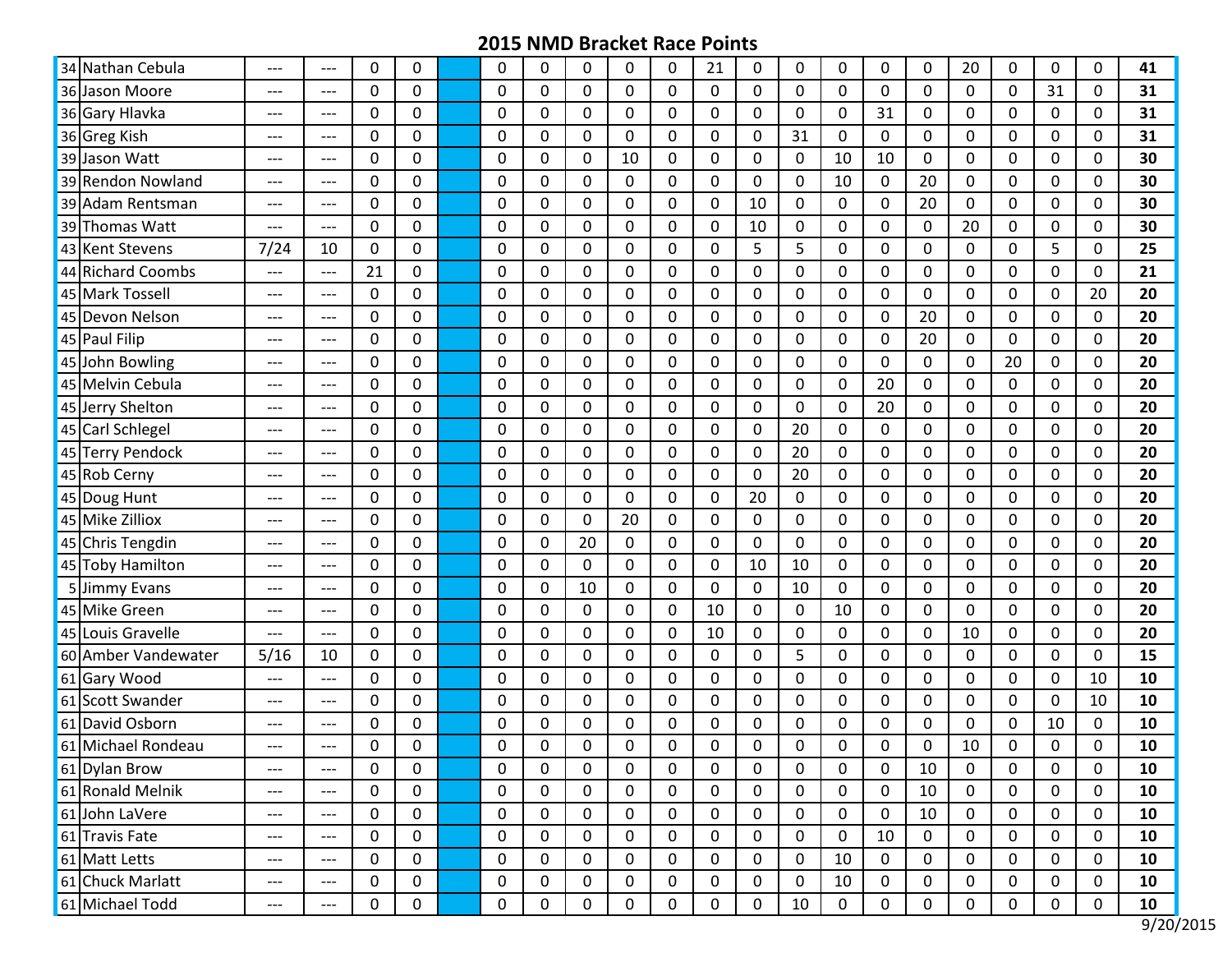# 2015 NMD Bracket Race Points

| | | | | | | | | | | | | | | | | | | | | | | | | |
|---|---|---|---|---|---|---|---|---|---|---|---|---|---|---|---|---|---|---|---|---|---|---|---|---|
| 34 | Nathan Cebula | --- | --- | 0 | 0 | | 0 | 0 | 0 | 0 | 0 | 21 | 0 | 0 | 0 | 0 | 0 | 20 | 0 | 0 | 0 | **41** |
| 36 | Jason Moore | --- | --- | 0 | 0 | | 0 | 0 | 0 | 0 | 0 | 0 | 0 | 0 | 0 | 0 | 0 | 0 | 0 | 31 | 0 | **31** |
| 36 | Gary Hlavka | --- | --- | 0 | 0 | | 0 | 0 | 0 | 0 | 0 | 0 | 0 | 0 | 0 | 31 | 0 | 0 | 0 | 0 | 0 | **31** |
| 36 | Greg Kish | --- | --- | 0 | 0 | | 0 | 0 | 0 | 0 | 0 | 0 | 0 | 31 | 0 | 0 | 0 | 0 | 0 | 0 | 0 | **31** |
| 39 | Jason Watt | --- | --- | 0 | 0 | | 0 | 0 | 0 | 10 | 0 | 0 | 0 | 0 | 10 | 10 | 0 | 0 | 0 | 0 | 0 | **30** |
| 39 | Rendon Nowland | --- | --- | 0 | 0 | | 0 | 0 | 0 | 0 | 0 | 0 | 0 | 0 | 10 | 0 | 20 | 0 | 0 | 0 | 0 | **30** |
| 39 | Adam Rentsman | --- | --- | 0 | 0 | | 0 | 0 | 0 | 0 | 0 | 0 | 10 | 0 | 0 | 0 | 20 | 0 | 0 | 0 | 0 | **30** |
| 39 | Thomas Watt | --- | --- | 0 | 0 | | 0 | 0 | 0 | 0 | 0 | 0 | 10 | 0 | 0 | 0 | 0 | 20 | 0 | 0 | 0 | **30** |
| 43 | Kent Stevens | 7/24 | 10 | 0 | 0 | | 0 | 0 | 0 | 0 | 0 | 0 | 5 | 5 | 0 | 0 | 0 | 0 | 0 | 5 | 0 | **25** |
| 44 | Richard Coombs | --- | --- | 21 | 0 | | 0 | 0 | 0 | 0 | 0 | 0 | 0 | 0 | 0 | 0 | 0 | 0 | 0 | 0 | 0 | **21** |
| 45 | Mark Tossell | --- | --- | 0 | 0 | | 0 | 0 | 0 | 0 | 0 | 0 | 0 | 0 | 0 | 0 | 0 | 0 | 0 | 0 | 20 | **20** |
| 45 | Devon Nelson | --- | --- | 0 | 0 | | 0 | 0 | 0 | 0 | 0 | 0 | 0 | 0 | 0 | 0 | 20 | 0 | 0 | 0 | 0 | **20** |
| 45 | Paul Filip | --- | --- | 0 | 0 | | 0 | 0 | 0 | 0 | 0 | 0 | 0 | 0 | 0 | 0 | 20 | 0 | 0 | 0 | 0 | **20** |
| 45 | John Bowling | --- | --- | 0 | 0 | | 0 | 0 | 0 | 0 | 0 | 0 | 0 | 0 | 0 | 0 | 0 | 0 | 20 | 0 | 0 | **20** |
| 45 | Melvin Cebula | --- | --- | 0 | 0 | | 0 | 0 | 0 | 0 | 0 | 0 | 0 | 0 | 0 | 20 | 0 | 0 | 0 | 0 | 0 | **20** |
| 45 | Jerry Shelton | --- | --- | 0 | 0 | | 0 | 0 | 0 | 0 | 0 | 0 | 0 | 0 | 0 | 20 | 0 | 0 | 0 | 0 | 0 | **20** |
| 45 | Carl Schlegel | --- | --- | 0 | 0 | | 0 | 0 | 0 | 0 | 0 | 0 | 0 | 20 | 0 | 0 | 0 | 0 | 0 | 0 | 0 | **20** |
| 45 | Terry Pendock | --- | --- | 0 | 0 | | 0 | 0 | 0 | 0 | 0 | 0 | 0 | 20 | 0 | 0 | 0 | 0 | 0 | 0 | 0 | **20** |
| 45 | Rob Cerny | --- | --- | 0 | 0 | | 0 | 0 | 0 | 0 | 0 | 0 | 0 | 20 | 0 | 0 | 0 | 0 | 0 | 0 | 0 | **20** |
| 45 | Doug Hunt | --- | --- | 0 | 0 | | 0 | 0 | 0 | 0 | 0 | 0 | 20 | 0 | 0 | 0 | 0 | 0 | 0 | 0 | 0 | **20** |
| 45 | Mike Zilliox | --- | --- | 0 | 0 | | 0 | 0 | 0 | 20 | 0 | 0 | 0 | 0 | 0 | 0 | 0 | 0 | 0 | 0 | 0 | **20** |
| 45 | Chris Tengdin | --- | --- | 0 | 0 | | 0 | 0 | 20 | 0 | 0 | 0 | 0 | 0 | 0 | 0 | 0 | 0 | 0 | 0 | 0 | **20** |
| 45 | Toby Hamilton | --- | --- | 0 | 0 | | 0 | 0 | 0 | 0 | 0 | 0 | 10 | 10 | 0 | 0 | 0 | 0 | 0 | 0 | 0 | **20** |
| 5 | Jimmy Evans | --- | --- | 0 | 0 | | 0 | 0 | 10 | 0 | 0 | 0 | 0 | 10 | 0 | 0 | 0 | 0 | 0 | 0 | 0 | **20** |
| 45 | Mike Green | --- | --- | 0 | 0 | | 0 | 0 | 0 | 0 | 0 | 10 | 0 | 0 | 10 | 0 | 0 | 0 | 0 | 0 | 0 | **20** |
| 45 | Louis Gravelle | --- | --- | 0 | 0 | | 0 | 0 | 0 | 0 | 0 | 10 | 0 | 0 | 0 | 0 | 0 | 10 | 0 | 0 | 0 | **20** |
| 60 | Amber Vandewater | 5/16 | 10 | 0 | 0 | | 0 | 0 | 0 | 0 | 0 | 0 | 0 | 5 | 0 | 0 | 0 | 0 | 0 | 0 | 0 | **15** |
| 61 | Gary Wood | --- | --- | 0 | 0 | | 0 | 0 | 0 | 0 | 0 | 0 | 0 | 0 | 0 | 0 | 0 | 0 | 0 | 0 | 10 | **10** |
| 61 | Scott Swander | --- | --- | 0 | 0 | | 0 | 0 | 0 | 0 | 0 | 0 | 0 | 0 | 0 | 0 | 0 | 0 | 0 | 0 | 10 | **10** |
| 61 | David Osborn | --- | --- | 0 | 0 | | 0 | 0 | 0 | 0 | 0 | 0 | 0 | 0 | 0 | 0 | 0 | 0 | 0 | 10 | 0 | **10** |
| 61 | Michael Rondeau | --- | --- | 0 | 0 | | 0 | 0 | 0 | 0 | 0 | 0 | 0 | 0 | 0 | 0 | 0 | 10 | 0 | 0 | 0 | **10** |
| 61 | Dylan Brow | --- | --- | 0 | 0 | | 0 | 0 | 0 | 0 | 0 | 0 | 0 | 0 | 0 | 0 | 10 | 0 | 0 | 0 | 0 | **10** |
| 61 | Ronald Melnik | --- | --- | 0 | 0 | | 0 | 0 | 0 | 0 | 0 | 0 | 0 | 0 | 0 | 0 | 10 | 0 | 0 | 0 | 0 | **10** |
| 61 | John LaVere | --- | --- | 0 | 0 | | 0 | 0 | 0 | 0 | 0 | 0 | 0 | 0 | 0 | 0 | 10 | 0 | 0 | 0 | 0 | **10** |
| 61 | Travis Fate | --- | --- | 0 | 0 | | 0 | 0 | 0 | 0 | 0 | 0 | 0 | 0 | 0 | 10 | 0 | 0 | 0 | 0 | 0 | **10** |
| 61 | Matt Letts | --- | --- | 0 | 0 | | 0 | 0 | 0 | 0 | 0 | 0 | 0 | 0 | 10 | 0 | 0 | 0 | 0 | 0 | 0 | **10** |
| 61 | Chuck Marlatt | --- | --- | 0 | 0 | | 0 | 0 | 0 | 0 | 0 | 0 | 0 | 0 | 10 | 0 | 0 | 0 | 0 | 0 | 0 | **10** |
| 61 | Michael Todd | --- | --- | 0 | 0 | | 0 | 0 | 0 | 0 | 0 | 0 | 0 | 10 | 0 | 0 | 0 | 0 | 0 | 0 | 0 | **10** |

9/20/2015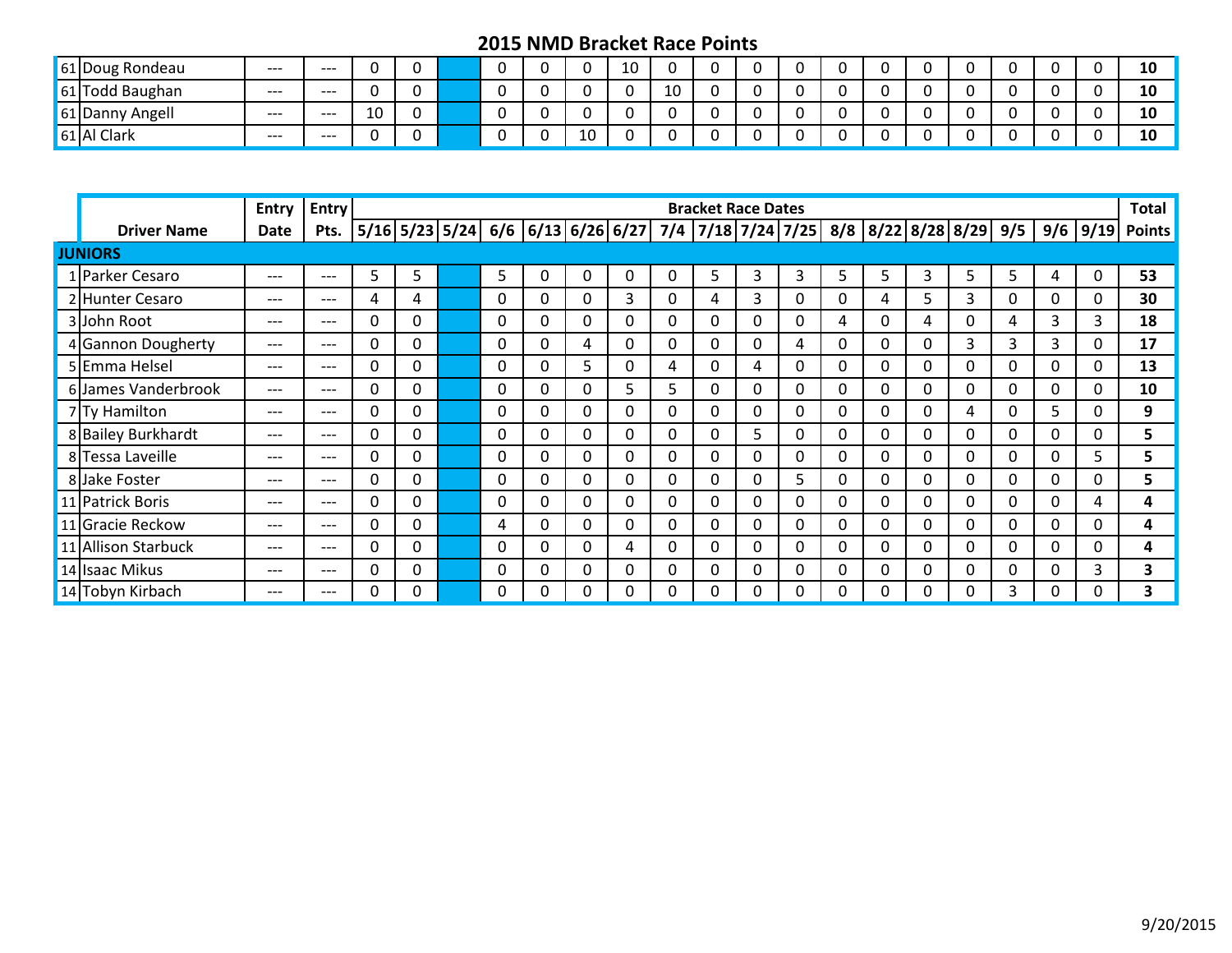# 2015 NMD Bracket Race Points

| | | | | | | | | | | | | | | | | | | | | | | | |
|---|---|---|---|---|---|---|---|---|---|---|---|---|---|---|---|---|---|---|---|---|---|---|---|
| 61 | Doug Rondeau | --- | --- | 0 | 0 | | 0 | 0 | 0 | 10 | 0 | 0 | 0 | 0 | 0 | 0 | 0 | 0 | 0 | 0 | 0 | **10** |
| 61 | Todd Baughan | --- | --- | 0 | 0 | | 0 | 0 | 0 | 0 | 10 | 0 | 0 | 0 | 0 | 0 | 0 | 0 | 0 | 0 | 0 | **10** |
| 61 | Danny Angell | --- | --- | 10 | 0 | | 0 | 0 | 0 | 0 | 0 | 0 | 0 | 0 | 0 | 0 | 0 | 0 | 0 | 0 | 0 | **10** |
| 61 | Al Clark | --- | --- | 0 | 0 | | 0 | 0 | 10 | 0 | 0 | 0 | 0 | 0 | 0 | 0 | 0 | 0 | 0 | 0 | 0 | **10** |

| | Driver Name | Entry Date | Entry Pts. | 5/16 | 5/23 | 5/24 | 6/6 | 6/13 | 6/26 | 6/27 | 7/4 | 7/18 | 7/24 | 7/25 | 8/8 | 8/22 | 8/28 | 8/29 | 9/5 | 9/6 | 9/19 | Total Points |
|---|---|---|---|---|---|---|---|---|---|---|---|---|---|---|---|---|---|---|---|---|---|---|
| **JUNIORS** | | | | | | | | | | | | | | | | | | | | | | |
| 1 | Parker Cesaro | --- | --- | 5 | 5 | | 5 | 0 | 0 | 0 | 0 | 5 | 3 | 3 | 5 | 5 | 3 | 5 | 5 | 4 | 0 | **53** |
| 2 | Hunter Cesaro | --- | --- | 4 | 4 | | 0 | 0 | 0 | 3 | 0 | 4 | 3 | 0 | 0 | 4 | 5 | 3 | 0 | 0 | 0 | **30** |
| 3 | John Root | --- | --- | 0 | 0 | | 0 | 0 | 0 | 0 | 0 | 0 | 0 | 0 | 4 | 0 | 4 | 0 | 4 | 3 | 3 | **18** |
| 4 | Gannon Dougherty | --- | --- | 0 | 0 | | 0 | 0 | 4 | 0 | 0 | 0 | 0 | 4 | 0 | 0 | 0 | 3 | 3 | 3 | 0 | **17** |
| 5 | Emma Helsel | --- | --- | 0 | 0 | | 0 | 0 | 5 | 0 | 4 | 0 | 4 | 0 | 0 | 0 | 0 | 0 | 0 | 0 | 0 | **13** |
| 6 | James Vanderbrook | --- | --- | 0 | 0 | | 0 | 0 | 0 | 5 | 5 | 0 | 0 | 0 | 0 | 0 | 0 | 0 | 0 | 0 | 0 | **10** |
| 7 | Ty Hamilton | --- | --- | 0 | 0 | | 0 | 0 | 0 | 0 | 0 | 0 | 0 | 0 | 0 | 0 | 0 | 4 | 0 | 5 | 0 | **9** |
| 8 | Bailey Burkhardt | --- | --- | 0 | 0 | | 0 | 0 | 0 | 0 | 0 | 0 | 5 | 0 | 0 | 0 | 0 | 0 | 0 | 0 | 0 | **5** |
| 8 | Tessa Laveille | --- | --- | 0 | 0 | | 0 | 0 | 0 | 0 | 0 | 0 | 0 | 0 | 0 | 0 | 0 | 0 | 0 | 0 | 5 | **5** |
| 8 | Jake Foster | --- | --- | 0 | 0 | | 0 | 0 | 0 | 0 | 0 | 0 | 0 | 5 | 0 | 0 | 0 | 0 | 0 | 0 | 0 | **5** |
| 11 | Patrick Boris | --- | --- | 0 | 0 | | 0 | 0 | 0 | 0 | 0 | 0 | 0 | 0 | 0 | 0 | 0 | 0 | 0 | 0 | 4 | **4** |
| 11 | Gracie Reckow | --- | --- | 0 | 0 | | 4 | 0 | 0 | 0 | 0 | 0 | 0 | 0 | 0 | 0 | 0 | 0 | 0 | 0 | 0 | **4** |
| 11 | Allison Starbuck | --- | --- | 0 | 0 | | 0 | 0 | 0 | 4 | 0 | 0 | 0 | 0 | 0 | 0 | 0 | 0 | 0 | 0 | 0 | **4** |
| 14 | Isaac Mikus | --- | --- | 0 | 0 | | 0 | 0 | 0 | 0 | 0 | 0 | 0 | 0 | 0 | 0 | 0 | 0 | 0 | 0 | 3 | **3** |
| 14 | Tobyn Kirbach | --- | --- | 0 | 0 | | 0 | 0 | 0 | 0 | 0 | 0 | 0 | 0 | 0 | 0 | 0 | 0 | 3 | 0 | 0 | **3** |

9/20/2015